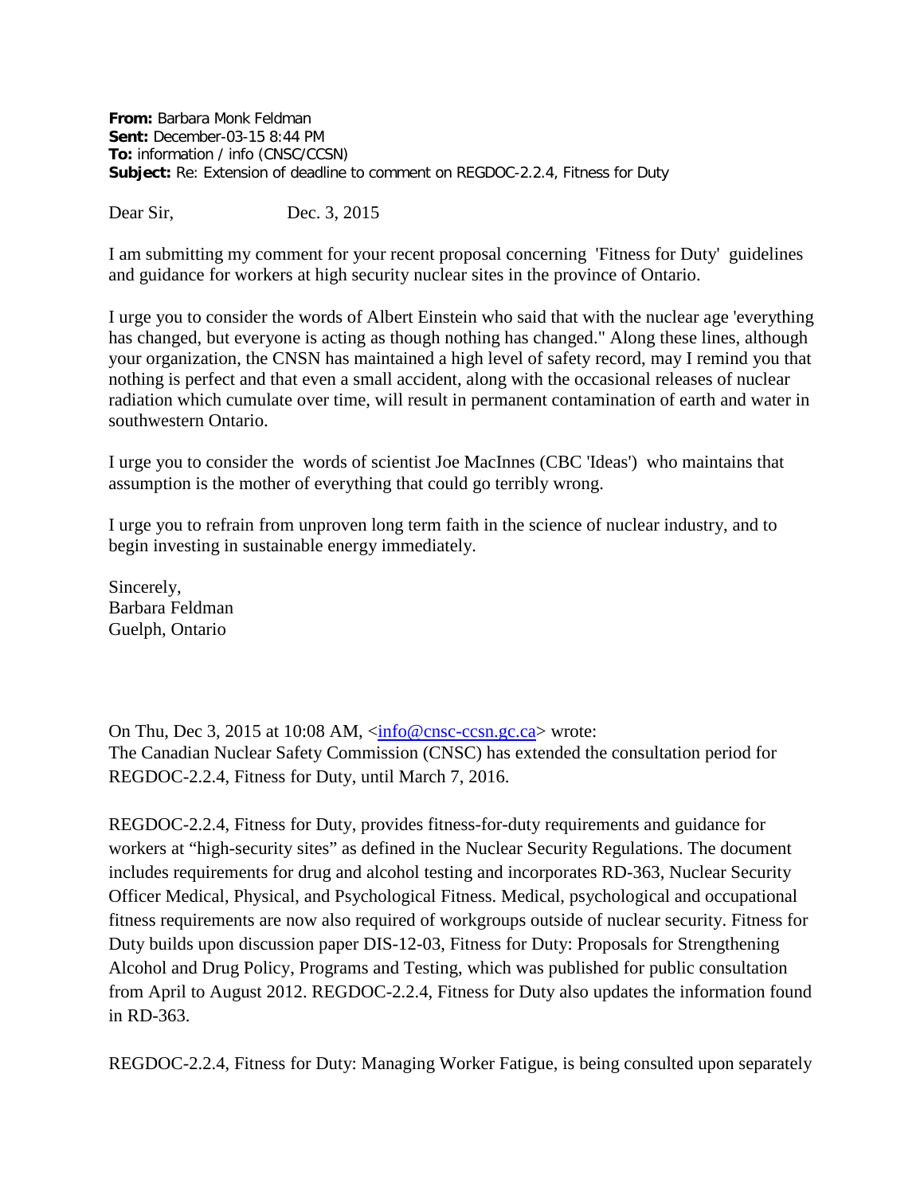**From:** Barbara Monk Feldman
**Sent:** December-03-15 8:44 PM
**To:** information / info (CNSC/CCSN)
**Subject:** Re: Extension of deadline to comment on REGDOC-2.2.4, Fitness for Duty

Dear Sir, Dec. 3, 2015

I am submitting my comment for your recent proposal concerning 'Fitness for Duty' guidelines and guidance for workers at high security nuclear sites in the province of Ontario.

I urge you to consider the words of Albert Einstein who said that with the nuclear age 'everything has changed, but everyone is acting as though nothing has changed." Along these lines, although your organization, the CNSN has maintained a high level of safety record, may I remind you that nothing is perfect and that even a small accident, along with the occasional releases of nuclear radiation which cumulate over time, will result in permanent contamination of earth and water in southwestern Ontario.

I urge you to consider the words of scientist Joe MacInnes (CBC 'Ideas') who maintains that assumption is the mother of everything that could go terribly wrong.

I urge you to refrain from unproven long term faith in the science of nuclear industry, and to begin investing in sustainable energy immediately.

Sincerely,
Barbara Feldman
Guelph, Ontario

On Thu, Dec 3, 2015 at 10:08 AM, <info@cnsc-ccsn.gc.ca> wrote:
The Canadian Nuclear Safety Commission (CNSC) has extended the consultation period for REGDOC-2.2.4, Fitness for Duty, until March 7, 2016.

REGDOC-2.2.4, Fitness for Duty, provides fitness-for-duty requirements and guidance for workers at "high-security sites" as defined in the Nuclear Security Regulations. The document includes requirements for drug and alcohol testing and incorporates RD-363, Nuclear Security Officer Medical, Physical, and Psychological Fitness. Medical, psychological and occupational fitness requirements are now also required of workgroups outside of nuclear security. Fitness for Duty builds upon discussion paper DIS-12-03, Fitness for Duty: Proposals for Strengthening Alcohol and Drug Policy, Programs and Testing, which was published for public consultation from April to August 2012. REGDOC-2.2.4, Fitness for Duty also updates the information found in RD-363.

REGDOC-2.2.4, Fitness for Duty: Managing Worker Fatigue, is being consulted upon separately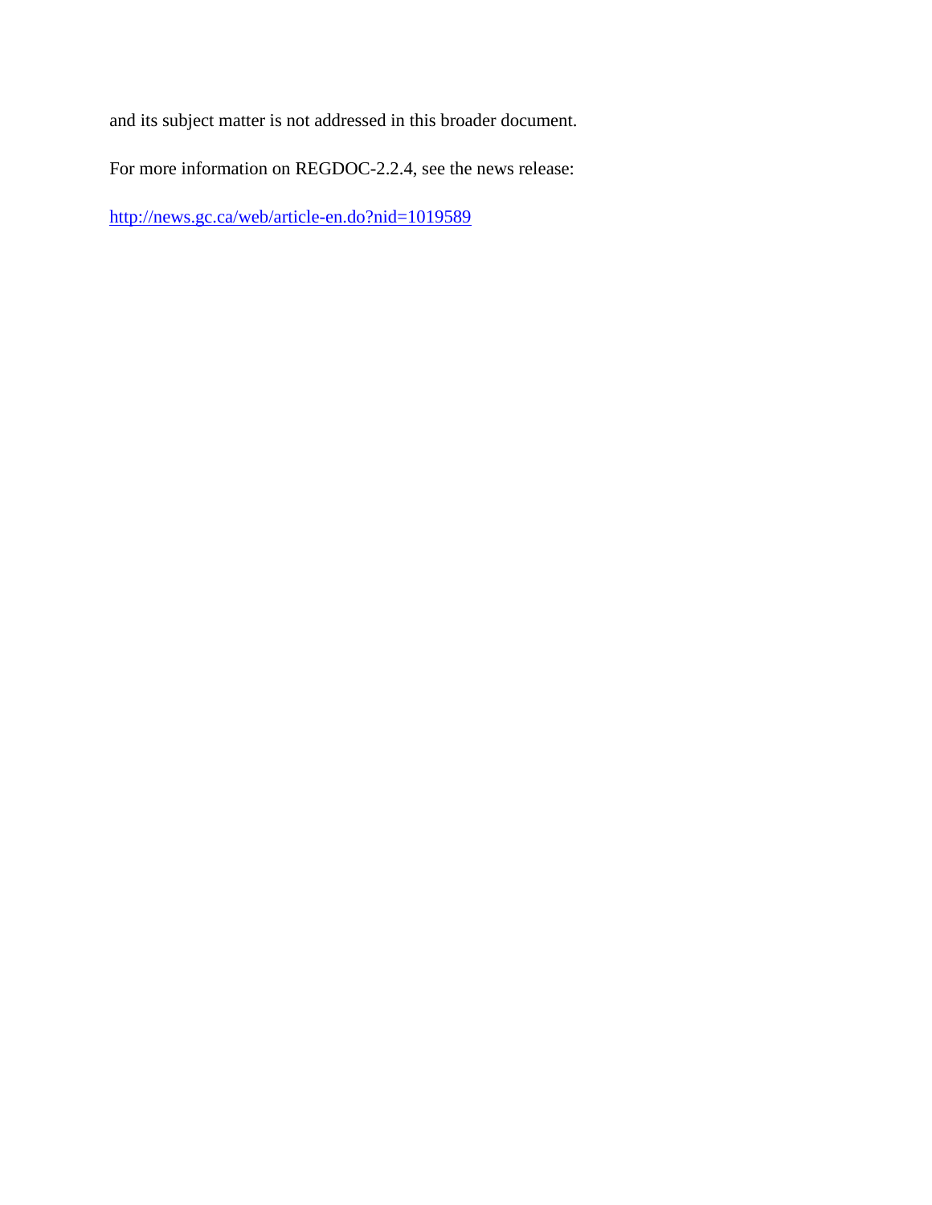and its subject matter is not addressed in this broader document.

For more information on REGDOC-2.2.4, see the news release:

[http://news.gc.ca/web/article-en.do?nid=1019589](http://news.gc.ca/web/article-en.do?nid=1019589)